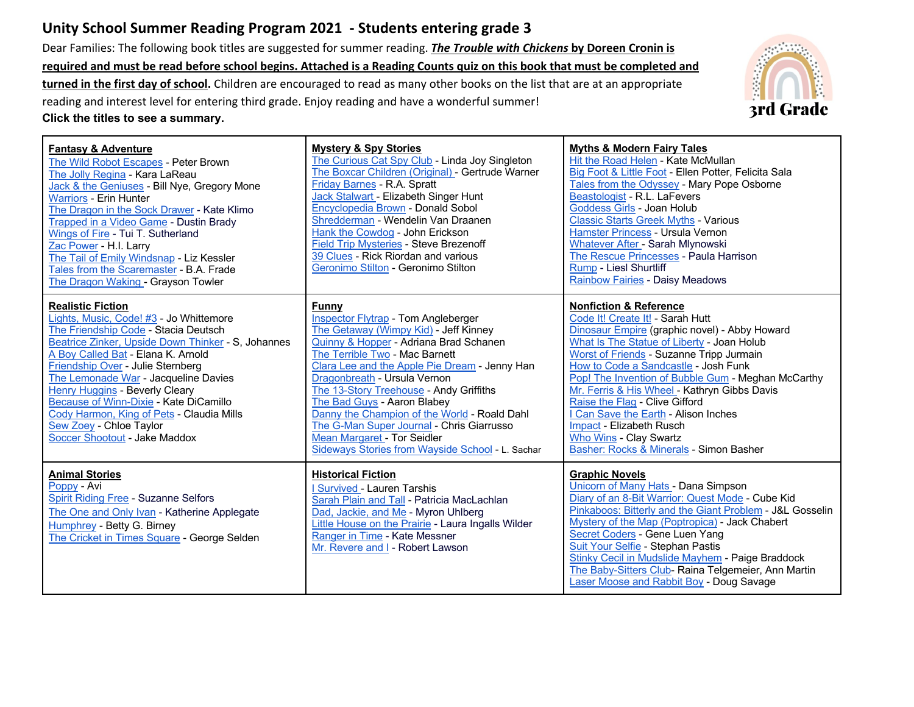# Unity School Summer Reading Program 2021 - Students entering grade 3

Dear Families: The following book titles are suggested for summer reading. ***The Trouble with Chickens* by Doreen Cronin is required and must be read before school begins. Attached is a Reading Counts quiz on this book that must be completed and turned in the first day of school.** Children are encouraged to read as many other books on the list that are at an appropriate reading and interest level for entering third grade. Enjoy reading and have a wonderful summer!

**Click the titles to see a summary.**

3rd Grade

### Fantasy & Adventure

- The Wild Robot Escapes - Peter Brown
- The Jolly Regina - Kara LaReau
- Jack & the Geniuses - Bill Nye, Gregory Mone
- Warriors - Erin Hunter
- The Dragon in the Sock Drawer - Kate Klimo
- Trapped in a Video Game - Dustin Brady
- Wings of Fire - Tui T. Sutherland
- Zac Power - H.I. Larry
- The Tail of Emily Windsnap - Liz Kessler
- Tales from the Scaremaster - B.A. Frade
- The Dragon Waking - Grayson Towler

### Mystery & Spy Stories

- The Curious Cat Spy Club - Linda Joy Singleton
- The Boxcar Children (Original) - Gertrude Warner
- Friday Barnes - R.A. Spratt
- Jack Stalwart - Elizabeth Singer Hunt
- Encyclopedia Brown - Donald Sobol
- Shredderman - Wendelin Van Draanen
- Hank the Cowdog - John Erickson
- Field Trip Mysteries - Steve Brezenoff
- 39 Clues - Rick Riordan and various
- Geronimo Stilton - Geronimo Stilton

### Myths & Modern Fairy Tales

- Hit the Road Helen - Kate McMullan
- Big Foot & Little Foot - Ellen Potter, Felicita Sala
- Tales from the Odyssey - Mary Pope Osborne
- Beastologist - R.L. LaFevers
- Goddess Girls - Joan Holub
- Classic Starts Greek Myths - Various
- Hamster Princess - Ursula Vernon
- Whatever After - Sarah Mlynowski
- The Rescue Princesses - Paula Harrison
- Rump - Liesl Shurtliff
- Rainbow Fairies - Daisy Meadows

### Realistic Fiction

- Lights, Music, Code! #3 - Jo Whittemore
- The Friendship Code - Stacia Deutsch
- Beatrice Zinker, Upside Down Thinker - S, Johannes
- A Boy Called Bat - Elana K. Arnold
- Friendship Over - Julie Sternberg
- The Lemonade War - Jacqueline Davies
- Henry Huggins - Beverly Cleary
- Because of Winn-Dixie - Kate DiCamillo
- Cody Harmon, King of Pets - Claudia Mills
- Sew Zoey - Chloe Taylor
- Soccer Shootout - Jake Maddox

### Funny

- Inspector Flytrap - Tom Angleberger
- The Getaway (Wimpy Kid) - Jeff Kinney
- Quinny & Hopper - Adriana Brad Schanen
- The Terrible Two - Mac Barnett
- Clara Lee and the Apple Pie Dream - Jenny Han
- Dragonbreath - Ursula Vernon
- The 13-Story Treehouse - Andy Griffiths
- The Bad Guys - Aaron Blabey
- Danny the Champion of the World - Roald Dahl
- The G-Man Super Journal - Chris Giarrusso
- Mean Margaret - Tor Seidler
- Sideways Stories from Wayside School - L. Sachar

### Nonfiction & Reference

- Code It! Create It! - Sarah Hutt
- Dinosaur Empire (graphic novel) - Abby Howard
- What Is The Statue of Liberty - Joan Holub
- Worst of Friends - Suzanne Tripp Jurmain
- How to Code a Sandcastle - Josh Funk
- Pop! The Invention of Bubble Gum - Meghan McCarthy
- Mr. Ferris & His Wheel - Kathryn Gibbs Davis
- Raise the Flag - Clive Gifford
- I Can Save the Earth - Alison Inches
- Impact - Elizabeth Rusch
- Who Wins - Clay Swartz
- Basher: Rocks & Minerals - Simon Basher

### Animal Stories

- Poppy - Avi
- Spirit Riding Free - Suzanne Selfors
- The One and Only Ivan - Katherine Applegate
- Humphrey - Betty G. Birney
- The Cricket in Times Square - George Selden

### Historical Fiction

- I Survived - Lauren Tarshis
- Sarah Plain and Tall - Patricia MacLachlan
- Dad, Jackie, and Me - Myron Uhlberg
- Little House on the Prairie - Laura Ingalls Wilder
- Ranger in Time - Kate Messner
- Mr. Revere and I - Robert Lawson

### Graphic Novels

- Unicorn of Many Hats - Dana Simpson
- Diary of an 8-Bit Warrior: Quest Mode - Cube Kid
- Pinkaboos: Bitterly and the Giant Problem - J&L Gosselin
- Mystery of the Map (Poptropica) - Jack Chabert
- Secret Coders - Gene Luen Yang
- Suit Your Selfie - Stephan Pastis
- Stinky Cecil in Mudslide Mayhem - Paige Braddock
- The Baby-Sitters Club- Raina Telgemeier, Ann Martin
- Laser Moose and Rabbit Boy - Doug Savage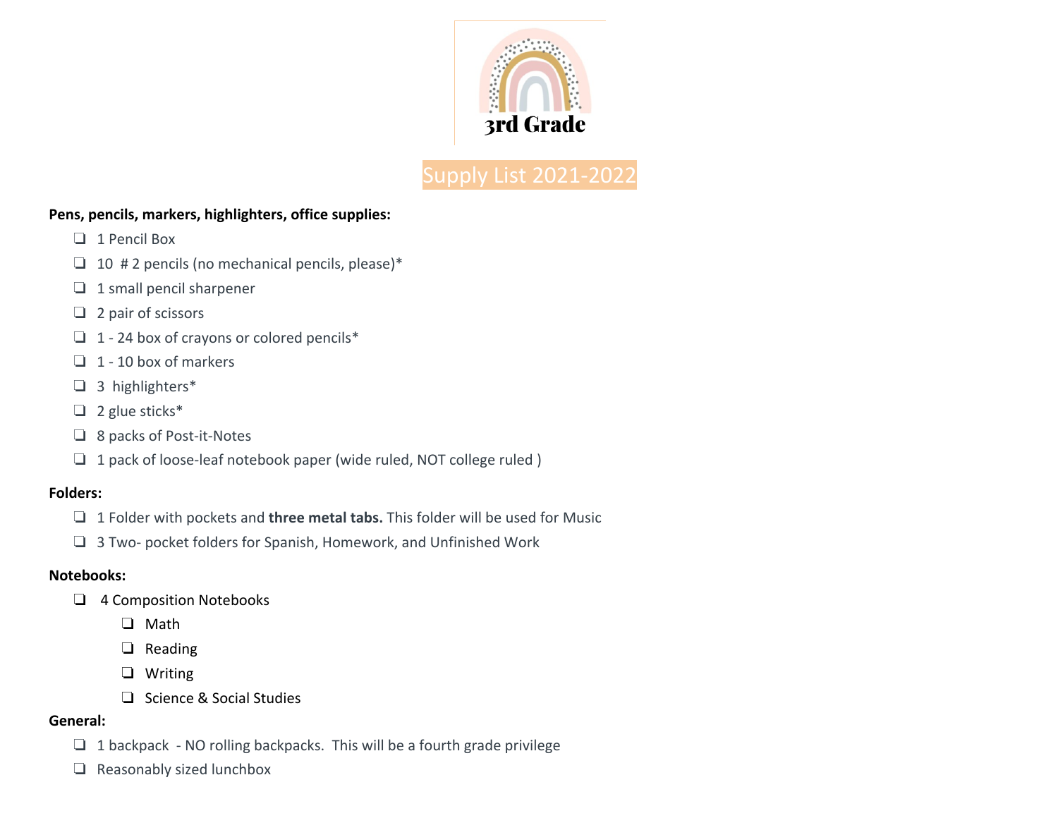# 3rd Grade

## Supply List 2021-2022

**Pens, pencils, markers, highlighters, office supplies:**

- [ ] 1 Pencil Box
- [ ] 10 # 2 pencils (no mechanical pencils, please)*
- [ ] 1 small pencil sharpener
- [ ] 2 pair of scissors
- [ ] 1 - 24 box of crayons or colored pencils*
- [ ] 1 - 10 box of markers
- [ ] 3 highlighters*
- [ ] 2 glue sticks*
- [ ] 8 packs of Post-it-Notes
- [ ] 1 pack of loose-leaf notebook paper (wide ruled, NOT college ruled )

**Folders:**

- [ ] 1 Folder with pockets and **three metal tabs.** This folder will be used for Music
- [ ] 3 Two- pocket folders for Spanish, Homework, and Unfinished Work

**Notebooks:**

- [ ] 4 Composition Notebooks
  - [ ] Math
  - [ ] Reading
  - [ ] Writing
  - [ ] Science & Social Studies

**General:**

- [ ] 1 backpack - NO rolling backpacks. This will be a fourth grade privilege
- [ ] Reasonably sized lunchbox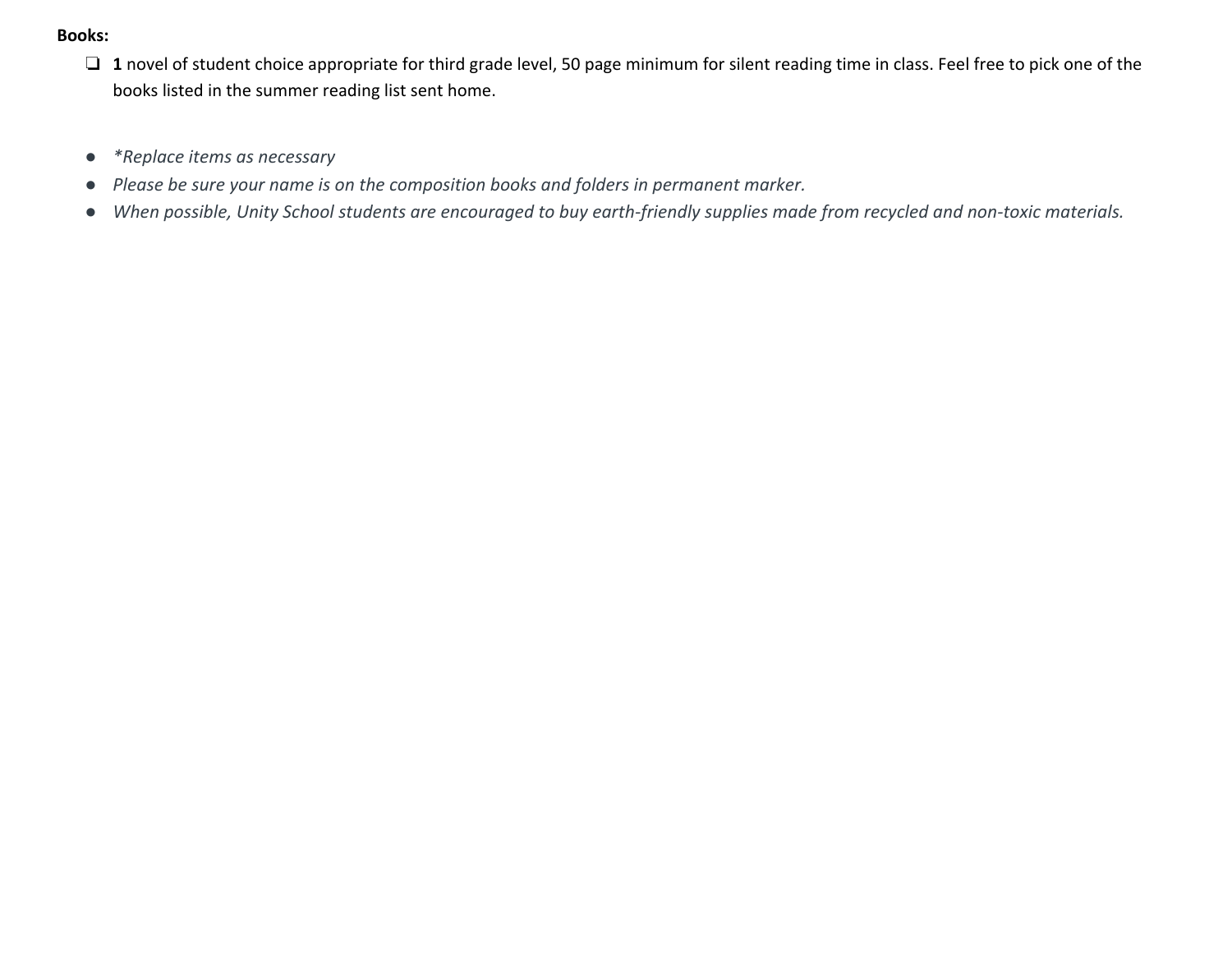**Books:**

- ❑ **1** novel of student choice appropriate for third grade level, 50 page minimum for silent reading time in class. Feel free to pick one of the books listed in the summer reading list sent home.

- *\*Replace items as necessary*
- *Please be sure your name is on the composition books and folders in permanent marker.*
- *When possible, Unity School students are encouraged to buy earth-friendly supplies made from recycled and non-toxic materials.*